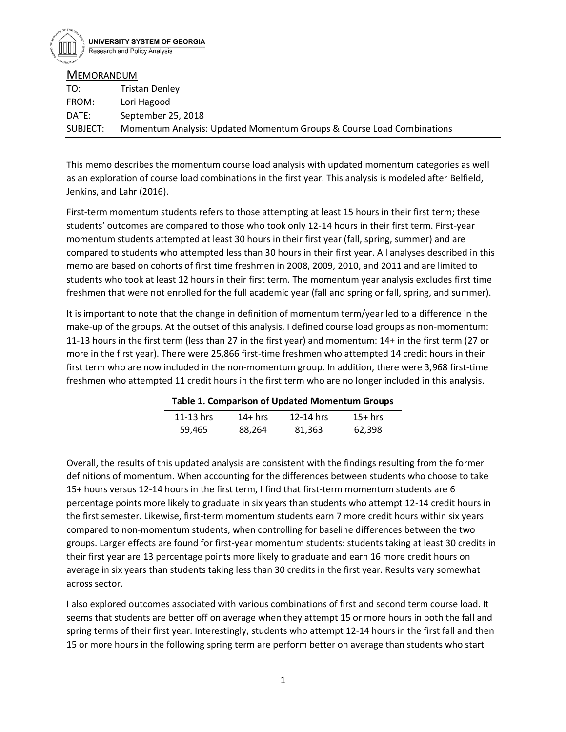UNIVERSITY SYSTEM OF GEORGIA
Research and Policy Analysis

## MEMORANDUM

| | |
|---|---|
| TO: | Tristan Denley |
| FROM: | Lori Hagood |
| DATE: | September 25, 2018 |
| SUBJECT: | Momentum Analysis: Updated Momentum Groups & Course Load Combinations |

This memo describes the momentum course load analysis with updated momentum categories as well as an exploration of course load combinations in the first year. This analysis is modeled after Belfield, Jenkins, and Lahr (2016).

First-term momentum students refers to those attempting at least 15 hours in their first term; these students' outcomes are compared to those who took only 12-14 hours in their first term. First-year momentum students attempted at least 30 hours in their first year (fall, spring, summer) and are compared to students who attempted less than 30 hours in their first year. All analyses described in this memo are based on cohorts of first time freshmen in 2008, 2009, 2010, and 2011 and are limited to students who took at least 12 hours in their first term. The momentum year analysis excludes first time freshmen that were not enrolled for the full academic year (fall and spring or fall, spring, and summer).

It is important to note that the change in definition of momentum term/year led to a difference in the make-up of the groups. At the outset of this analysis, I defined course load groups as non-momentum: 11-13 hours in the first term (less than 27 in the first year) and momentum: 14+ in the first term (27 or more in the first year). There were 25,866 first-time freshmen who attempted 14 credit hours in their first term who are now included in the non-momentum group. In addition, there were 3,968 first-time freshmen who attempted 11 credit hours in the first term who are no longer included in this analysis.

**Table 1. Comparison of Updated Momentum Groups**

| 11-13 hrs | 14+ hrs | 12-14 hrs | 15+ hrs |
|---|---|---|---|
| 59,465 | 88,264 | 81,363 | 62,398 |

Overall, the results of this updated analysis are consistent with the findings resulting from the former definitions of momentum. When accounting for the differences between students who choose to take 15+ hours versus 12-14 hours in the first term, I find that first-term momentum students are 6 percentage points more likely to graduate in six years than students who attempt 12-14 credit hours in the first semester. Likewise, first-term momentum students earn 7 more credit hours within six years compared to non-momentum students, when controlling for baseline differences between the two groups. Larger effects are found for first-year momentum students: students taking at least 30 credits in their first year are 13 percentage points more likely to graduate and earn 16 more credit hours on average in six years than students taking less than 30 credits in the first year. Results vary somewhat across sector.

I also explored outcomes associated with various combinations of first and second term course load. It seems that students are better off on average when they attempt 15 or more hours in both the fall and spring terms of their first year. Interestingly, students who attempt 12-14 hours in the first fall and then 15 or more hours in the following spring term are perform better on average than students who start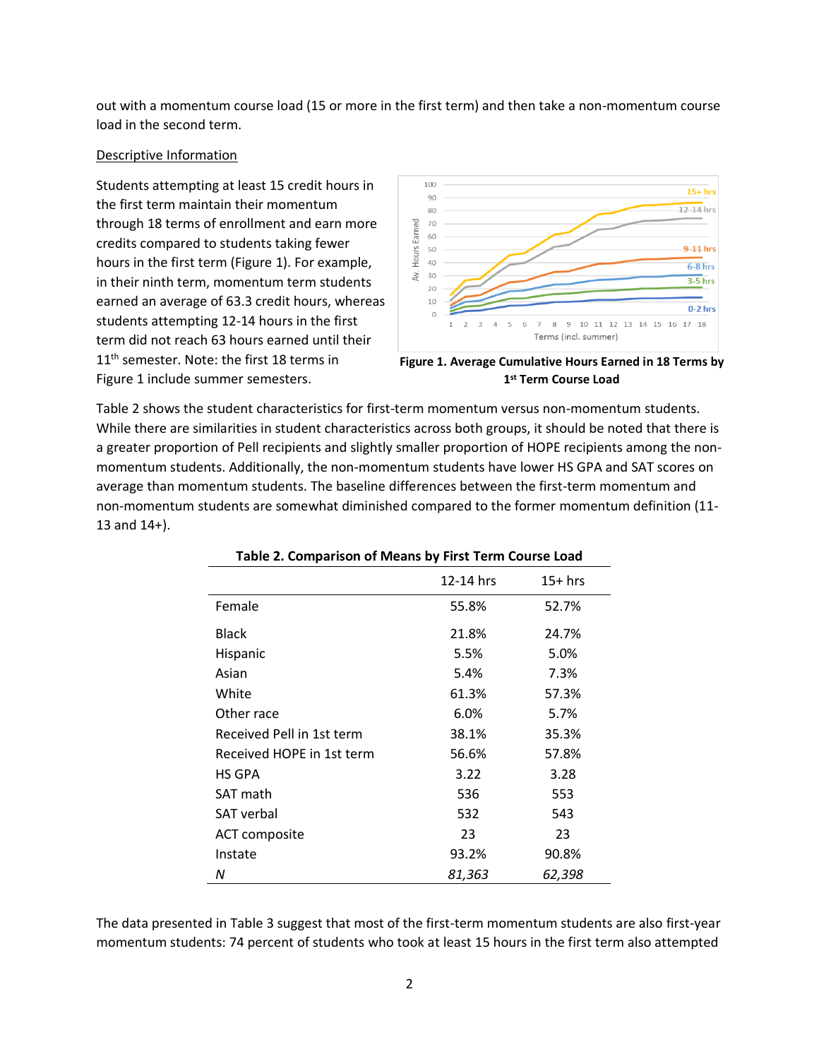out with a momentum course load (15 or more in the first term) and then take a non-momentum course load in the second term.

Descriptive Information

Students attempting at least 15 credit hours in the first term maintain their momentum through 18 terms of enrollment and earn more credits compared to students taking fewer hours in the first term (Figure 1). For example, in their ninth term, momentum term students earned an average of 63.3 credit hours, whereas students attempting 12-14 hours in the first term did not reach 63 hours earned until their 11th semester. Note: the first 18 terms in Figure 1 include summer semesters.

**Figure 1. Average Cumulative Hours Earned in 18 Terms by 1st Term Course Load**

Table 2 shows the student characteristics for first-term momentum versus non-momentum students. While there are similarities in student characteristics across both groups, it should be noted that there is a greater proportion of Pell recipients and slightly smaller proportion of HOPE recipients among the non-momentum students. Additionally, the non-momentum students have lower HS GPA and SAT scores on average than momentum students. The baseline differences between the first-term momentum and non-momentum students are somewhat diminished compared to the former momentum definition (11-13 and 14+).

**Table 2. Comparison of Means by First Term Course Load**

| | 12-14 hrs | 15+ hrs |
|---|---|---|
| Female | 55.8% | 52.7% |
| Black | 21.8% | 24.7% |
| Hispanic | 5.5% | 5.0% |
| Asian | 5.4% | 7.3% |
| White | 61.3% | 57.3% |
| Other race | 6.0% | 5.7% |
| Received Pell in 1st term | 38.1% | 35.3% |
| Received HOPE in 1st term | 56.6% | 57.8% |
| HS GPA | 3.22 | 3.28 |
| SAT math | 536 | 553 |
| SAT verbal | 532 | 543 |
| ACT composite | 23 | 23 |
| Instate | 93.2% | 90.8% |
| *N* | *81,363* | *62,398* |

The data presented in Table 3 suggest that most of the first-term momentum students are also first-year momentum students: 74 percent of students who took at least 15 hours in the first term also attempted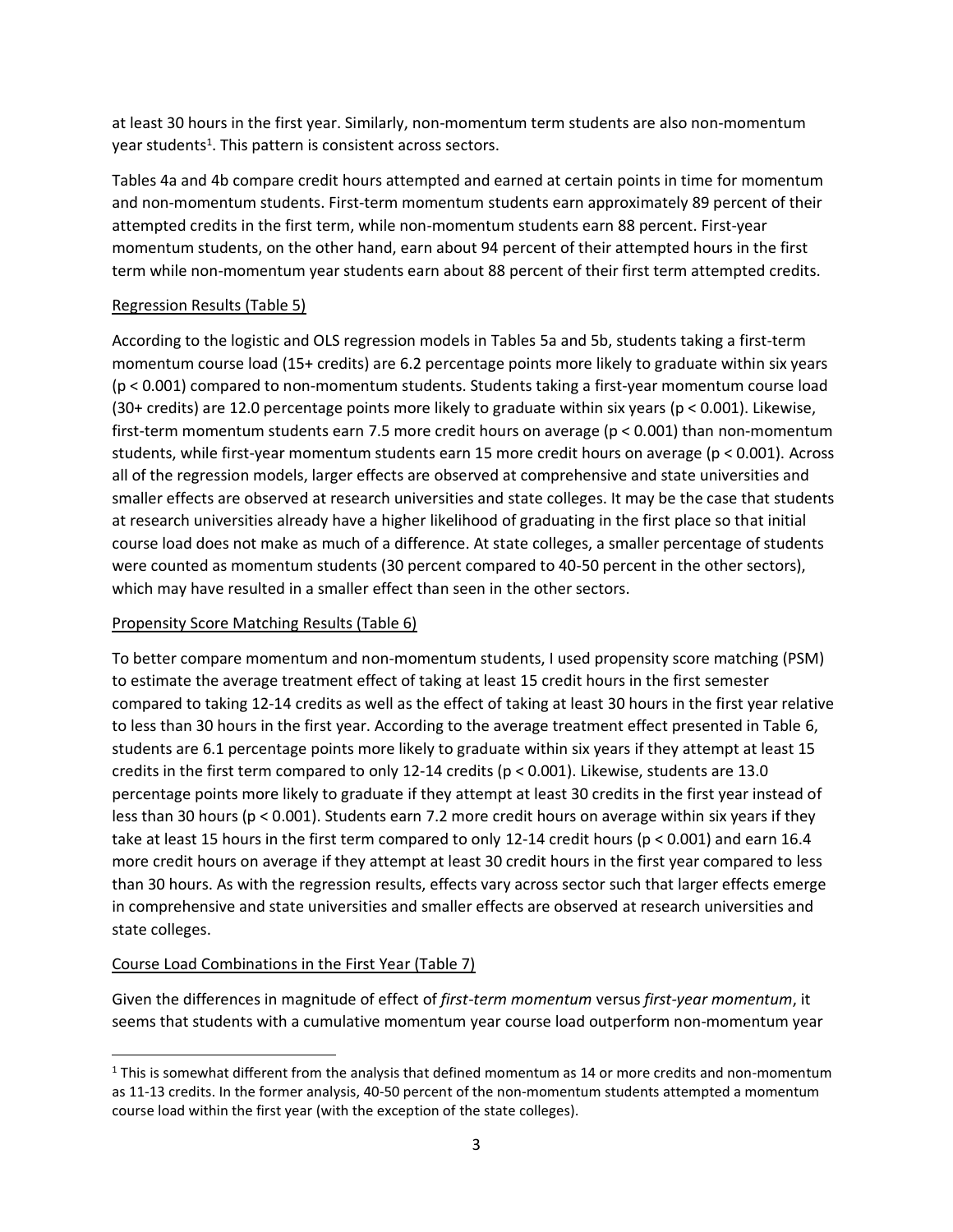at least 30 hours in the first year. Similarly, non-momentum term students are also non-momentum year students[1]. This pattern is consistent across sectors.

Tables 4a and 4b compare credit hours attempted and earned at certain points in time for momentum and non-momentum students. First-term momentum students earn approximately 89 percent of their attempted credits in the first term, while non-momentum students earn 88 percent. First-year momentum students, on the other hand, earn about 94 percent of their attempted hours in the first term while non-momentum year students earn about 88 percent of their first term attempted credits.

Regression Results (Table 5)

According to the logistic and OLS regression models in Tables 5a and 5b, students taking a first-term momentum course load (15+ credits) are 6.2 percentage points more likely to graduate within six years ($p < 0.001$) compared to non-momentum students. Students taking a first-year momentum course load (30+ credits) are 12.0 percentage points more likely to graduate within six years ($p < 0.001$). Likewise, first-term momentum students earn 7.5 more credit hours on average ($p < 0.001$) than non-momentum students, while first-year momentum students earn 15 more credit hours on average ($p < 0.001$). Across all of the regression models, larger effects are observed at comprehensive and state universities and smaller effects are observed at research universities and state colleges. It may be the case that students at research universities already have a higher likelihood of graduating in the first place so that initial course load does not make as much of a difference. At state colleges, a smaller percentage of students were counted as momentum students (30 percent compared to 40-50 percent in the other sectors), which may have resulted in a smaller effect than seen in the other sectors.

Propensity Score Matching Results (Table 6)

To better compare momentum and non-momentum students, I used propensity score matching (PSM) to estimate the average treatment effect of taking at least 15 credit hours in the first semester compared to taking 12-14 credits as well as the effect of taking at least 30 hours in the first year relative to less than 30 hours in the first year. According to the average treatment effect presented in Table 6, students are 6.1 percentage points more likely to graduate within six years if they attempt at least 15 credits in the first term compared to only 12-14 credits ($p < 0.001$). Likewise, students are 13.0 percentage points more likely to graduate if they attempt at least 30 credits in the first year instead of less than 30 hours ($p < 0.001$). Students earn 7.2 more credit hours on average within six years if they take at least 15 hours in the first term compared to only 12-14 credit hours ($p < 0.001$) and earn 16.4 more credit hours on average if they attempt at least 30 credit hours in the first year compared to less than 30 hours. As with the regression results, effects vary across sector such that larger effects emerge in comprehensive and state universities and smaller effects are observed at research universities and state colleges.

Course Load Combinations in the First Year (Table 7)

Given the differences in magnitude of effect of *first-term momentum* versus *first-year momentum*, it seems that students with a cumulative momentum year course load outperform non-momentum year

[1] This is somewhat different from the analysis that defined momentum as 14 or more credits and non-momentum as 11-13 credits. In the former analysis, 40-50 percent of the non-momentum students attempted a momentum course load within the first year (with the exception of the state colleges).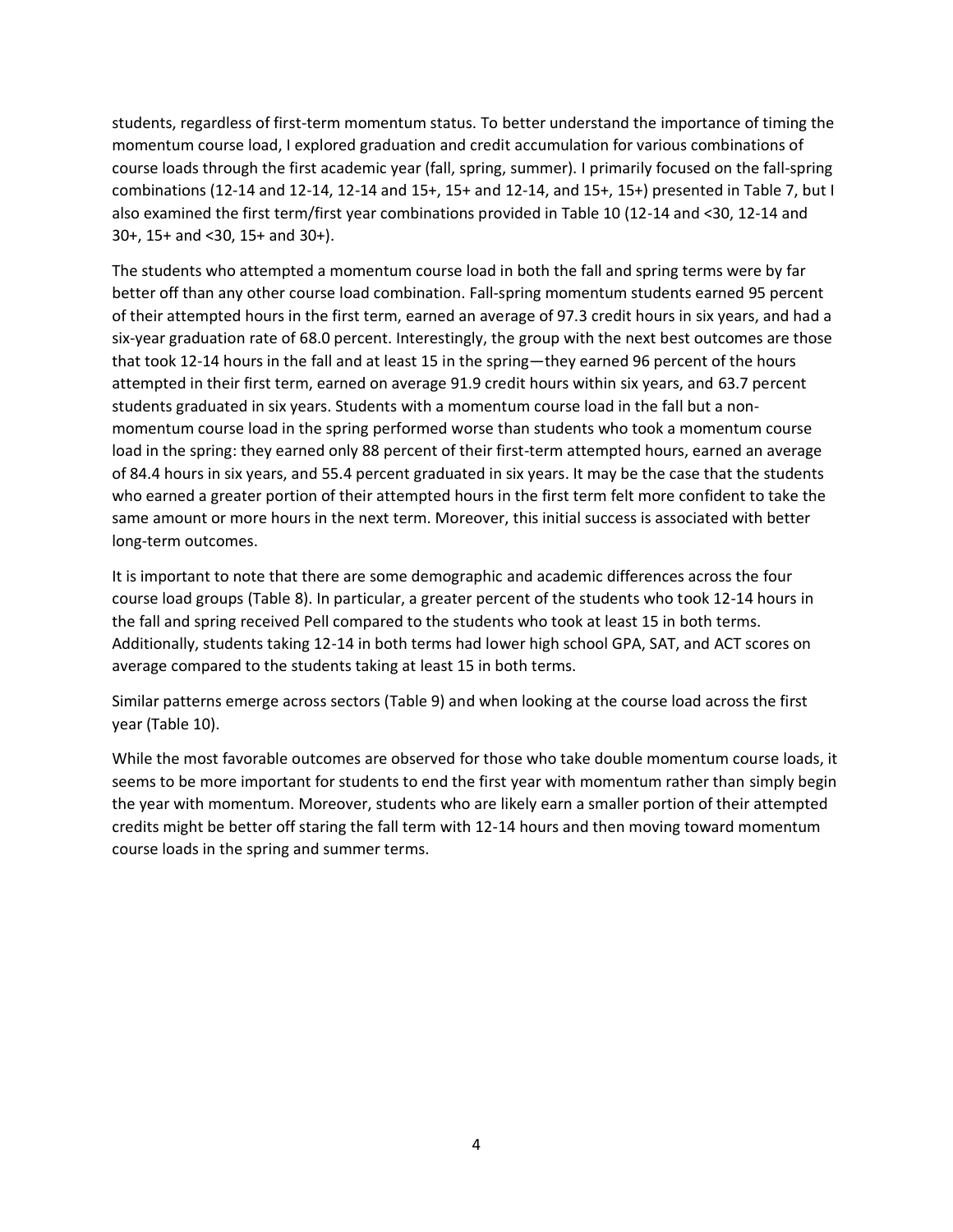students, regardless of first-term momentum status. To better understand the importance of timing the momentum course load, I explored graduation and credit accumulation for various combinations of course loads through the first academic year (fall, spring, summer). I primarily focused on the fall-spring combinations (12-14 and 12-14, 12-14 and 15+, 15+ and 12-14, and 15+, 15+) presented in Table 7, but I also examined the first term/first year combinations provided in Table 10 (12-14 and <30, 12-14 and 30+, 15+ and <30, 15+ and 30+).

The students who attempted a momentum course load in both the fall and spring terms were by far better off than any other course load combination. Fall-spring momentum students earned 95 percent of their attempted hours in the first term, earned an average of 97.3 credit hours in six years, and had a six-year graduation rate of 68.0 percent. Interestingly, the group with the next best outcomes are those that took 12-14 hours in the fall and at least 15 in the spring—they earned 96 percent of the hours attempted in their first term, earned on average 91.9 credit hours within six years, and 63.7 percent students graduated in six years. Students with a momentum course load in the fall but a non-momentum course load in the spring performed worse than students who took a momentum course load in the spring: they earned only 88 percent of their first-term attempted hours, earned an average of 84.4 hours in six years, and 55.4 percent graduated in six years. It may be the case that the students who earned a greater portion of their attempted hours in the first term felt more confident to take the same amount or more hours in the next term. Moreover, this initial success is associated with better long-term outcomes.

It is important to note that there are some demographic and academic differences across the four course load groups (Table 8). In particular, a greater percent of the students who took 12-14 hours in the fall and spring received Pell compared to the students who took at least 15 in both terms. Additionally, students taking 12-14 in both terms had lower high school GPA, SAT, and ACT scores on average compared to the students taking at least 15 in both terms.

Similar patterns emerge across sectors (Table 9) and when looking at the course load across the first year (Table 10).

While the most favorable outcomes are observed for those who take double momentum course loads, it seems to be more important for students to end the first year with momentum rather than simply begin the year with momentum. Moreover, students who are likely earn a smaller portion of their attempted credits might be better off staring the fall term with 12-14 hours and then moving toward momentum course loads in the spring and summer terms.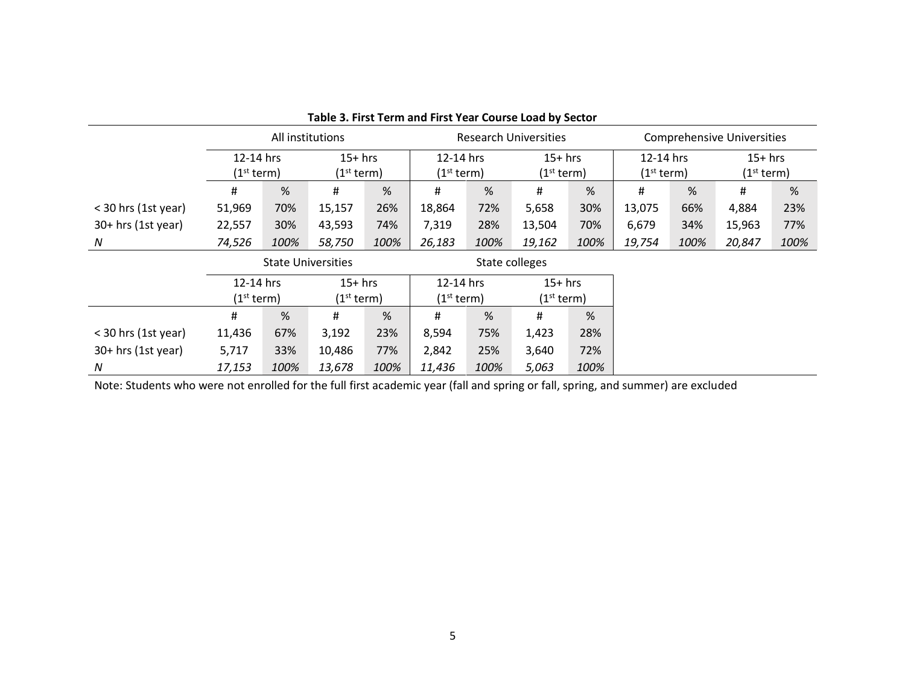**Table 3. First Term and First Year Course Load by Sector**

| | All institutions | | | | Research Universities | | | | Comprehensive Universities | | | |
|---|---|---|---|---|---|---|---|---|---|---|---|---|
| | 12-14 hrs (1st term) | | 15+ hrs (1st term) | | 12-14 hrs (1st term) | | 15+ hrs (1st term) | | 12-14 hrs (1st term) | | 15+ hrs (1st term) | |
| | # | % | # | % | # | % | # | % | # | % | # | % |
| < 30 hrs (1st year) | 51,969 | 70% | 15,157 | 26% | 18,864 | 72% | 5,658 | 30% | 13,075 | 66% | 4,884 | 23% |
| 30+ hrs (1st year) | 22,557 | 30% | 43,593 | 74% | 7,319 | 28% | 13,504 | 70% | 6,679 | 34% | 15,963 | 77% |
| *N* | *74,526* | *100%* | *58,750* | *100%* | *26,183* | *100%* | *19,162* | *100%* | *19,754* | *100%* | *20,847* | *100%* |

| | State Universities | | | | State colleges | | | |
|---|---|---|---|---|---|---|---|---|
| | 12-14 hrs (1st term) | | 15+ hrs (1st term) | | 12-14 hrs (1st term) | | 15+ hrs (1st term) | |
| | # | % | # | % | # | % | # | % |
| < 30 hrs (1st year) | 11,436 | 67% | 3,192 | 23% | 8,594 | 75% | 1,423 | 28% |
| 30+ hrs (1st year) | 5,717 | 33% | 10,486 | 77% | 2,842 | 25% | 3,640 | 72% |
| *N* | *17,153* | *100%* | *13,678* | *100%* | *11,436* | *100%* | *5,063* | *100%* |

Note: Students who were not enrolled for the full first academic year (fall and spring or fall, spring, and summer) are excluded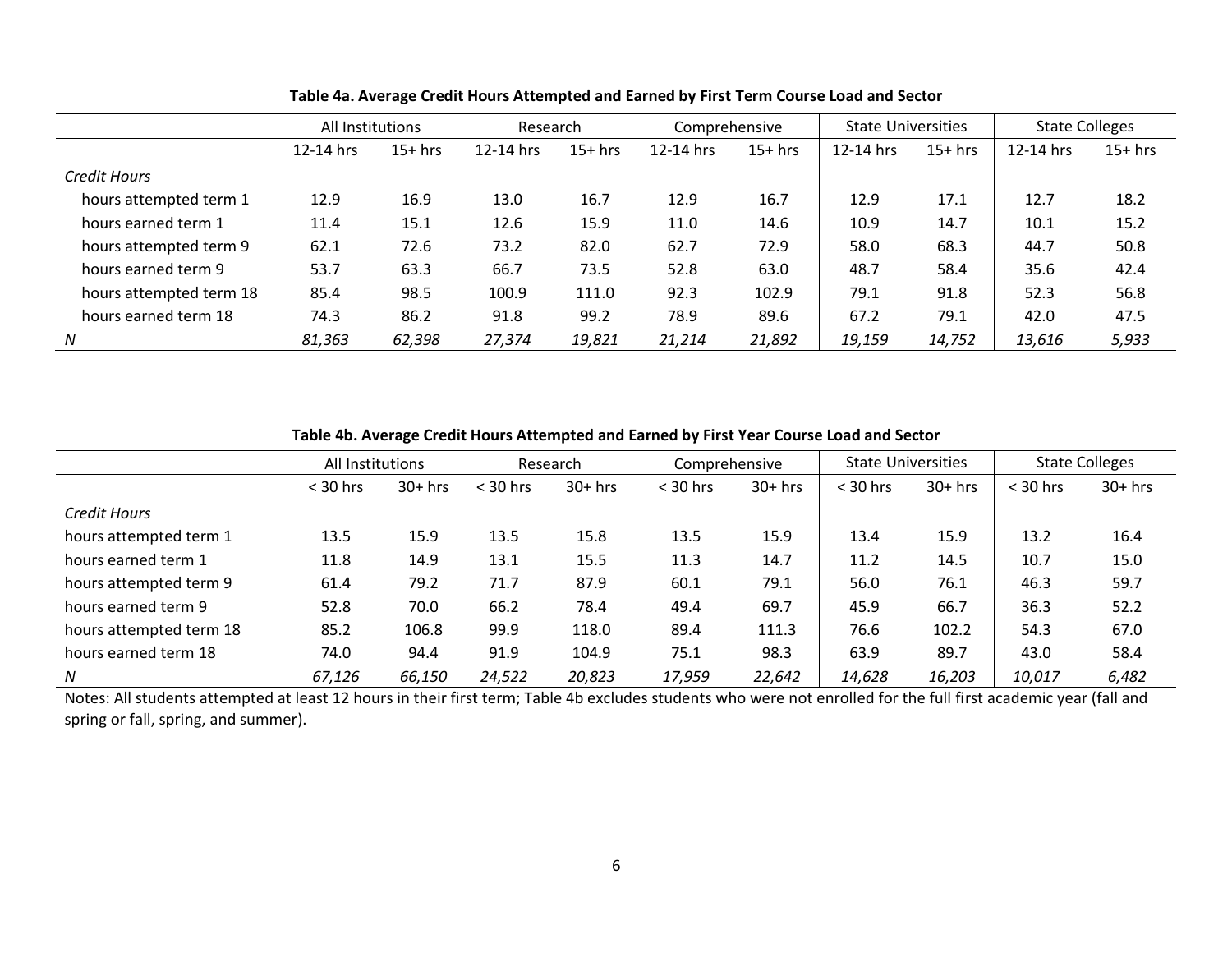**Table 4a. Average Credit Hours Attempted and Earned by First Term Course Load and Sector**

| | All Institutions | | Research | | Comprehensive | | State Universities | | State Colleges | |
|---|---|---|---|---|---|---|---|---|---|---|
| | 12-14 hrs | 15+ hrs | 12-14 hrs | 15+ hrs | 12-14 hrs | 15+ hrs | 12-14 hrs | 15+ hrs | 12-14 hrs | 15+ hrs |
| *Credit Hours* | | | | | | | | | | |
| hours attempted term 1 | 12.9 | 16.9 | 13.0 | 16.7 | 12.9 | 16.7 | 12.9 | 17.1 | 12.7 | 18.2 |
| hours earned term 1 | 11.4 | 15.1 | 12.6 | 15.9 | 11.0 | 14.6 | 10.9 | 14.7 | 10.1 | 15.2 |
| hours attempted term 9 | 62.1 | 72.6 | 73.2 | 82.0 | 62.7 | 72.9 | 58.0 | 68.3 | 44.7 | 50.8 |
| hours earned term 9 | 53.7 | 63.3 | 66.7 | 73.5 | 52.8 | 63.0 | 48.7 | 58.4 | 35.6 | 42.4 |
| hours attempted term 18 | 85.4 | 98.5 | 100.9 | 111.0 | 92.3 | 102.9 | 79.1 | 91.8 | 52.3 | 56.8 |
| hours earned term 18 | 74.3 | 86.2 | 91.8 | 99.2 | 78.9 | 89.6 | 67.2 | 79.1 | 42.0 | 47.5 |
| *N* | *81,363* | *62,398* | *27,374* | *19,821* | *21,214* | *21,892* | *19,159* | *14,752* | *13,616* | *5,933* |

**Table 4b. Average Credit Hours Attempted and Earned by First Year Course Load and Sector**

| | All Institutions | | Research | | Comprehensive | | State Universities | | State Colleges | |
|---|---|---|---|---|---|---|---|---|---|---|
| | < 30 hrs | 30+ hrs | < 30 hrs | 30+ hrs | < 30 hrs | 30+ hrs | < 30 hrs | 30+ hrs | < 30 hrs | 30+ hrs |
| *Credit Hours* | | | | | | | | | | |
| hours attempted term 1 | 13.5 | 15.9 | 13.5 | 15.8 | 13.5 | 15.9 | 13.4 | 15.9 | 13.2 | 16.4 |
| hours earned term 1 | 11.8 | 14.9 | 13.1 | 15.5 | 11.3 | 14.7 | 11.2 | 14.5 | 10.7 | 15.0 |
| hours attempted term 9 | 61.4 | 79.2 | 71.7 | 87.9 | 60.1 | 79.1 | 56.0 | 76.1 | 46.3 | 59.7 |
| hours earned term 9 | 52.8 | 70.0 | 66.2 | 78.4 | 49.4 | 69.7 | 45.9 | 66.7 | 36.3 | 52.2 |
| hours attempted term 18 | 85.2 | 106.8 | 99.9 | 118.0 | 89.4 | 111.3 | 76.6 | 102.2 | 54.3 | 67.0 |
| hours earned term 18 | 74.0 | 94.4 | 91.9 | 104.9 | 75.1 | 98.3 | 63.9 | 89.7 | 43.0 | 58.4 |
| *N* | *67,126* | *66,150* | *24,522* | *20,823* | *17,959* | *22,642* | *14,628* | *16,203* | *10,017* | *6,482* |

Notes: All students attempted at least 12 hours in their first term; Table 4b excludes students who were not enrolled for the full first academic year (fall and spring or fall, spring, and summer).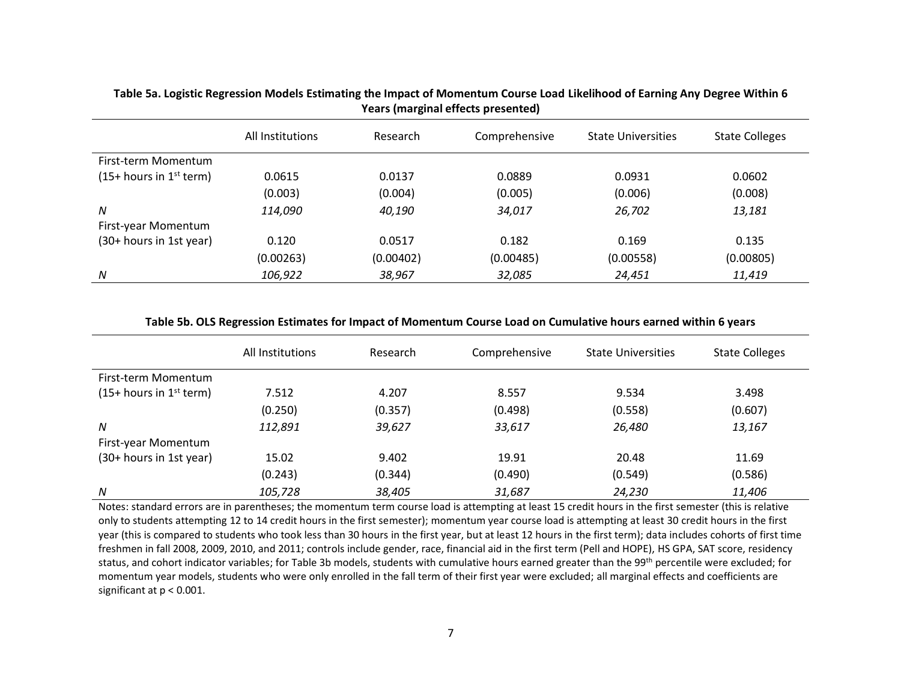**Table 5a. Logistic Regression Models Estimating the Impact of Momentum Course Load Likelihood of Earning Any Degree Within 6 Years (marginal effects presented)**

| | All Institutions | Research | Comprehensive | State Universities | State Colleges |
|---|---|---|---|---|---|
| First-term Momentum | | | | | |
| (15+ hours in 1st term) | 0.0615 | 0.0137 | 0.0889 | 0.0931 | 0.0602 |
| | (0.003) | (0.004) | (0.005) | (0.006) | (0.008) |
| *N* | *114,090* | *40,190* | *34,017* | *26,702* | *13,181* |
| First-year Momentum | | | | | |
| (30+ hours in 1st year) | 0.120 | 0.0517 | 0.182 | 0.169 | 0.135 |
| | (0.00263) | (0.00402) | (0.00485) | (0.00558) | (0.00805) |
| *N* | *106,922* | *38,967* | *32,085* | *24,451* | *11,419* |

**Table 5b. OLS Regression Estimates for Impact of Momentum Course Load on Cumulative hours earned within 6 years**

| | All Institutions | Research | Comprehensive | State Universities | State Colleges |
|---|---|---|---|---|---|
| First-term Momentum | | | | | |
| (15+ hours in 1st term) | 7.512 | 4.207 | 8.557 | 9.534 | 3.498 |
| | (0.250) | (0.357) | (0.498) | (0.558) | (0.607) |
| *N* | *112,891* | *39,627* | *33,617* | *26,480* | *13,167* |
| First-year Momentum | | | | | |
| (30+ hours in 1st year) | 15.02 | 9.402 | 19.91 | 20.48 | 11.69 |
| | (0.243) | (0.344) | (0.490) | (0.549) | (0.586) |
| *N* | *105,728* | *38,405* | *31,687* | *24,230* | *11,406* |

Notes: standard errors are in parentheses; the momentum term course load is attempting at least 15 credit hours in the first semester (this is relative only to students attempting 12 to 14 credit hours in the first semester); momentum year course load is attempting at least 30 credit hours in the first year (this is compared to students who took less than 30 hours in the first year, but at least 12 hours in the first term); data includes cohorts of first time freshmen in fall 2008, 2009, 2010, and 2011; controls include gender, race, financial aid in the first term (Pell and HOPE), HS GPA, SAT score, residency status, and cohort indicator variables; for Table 3b models, students with cumulative hours earned greater than the 99th percentile were excluded; for momentum year models, students who were only enrolled in the fall term of their first year were excluded; all marginal effects and coefficients are significant at $p < 0.001$.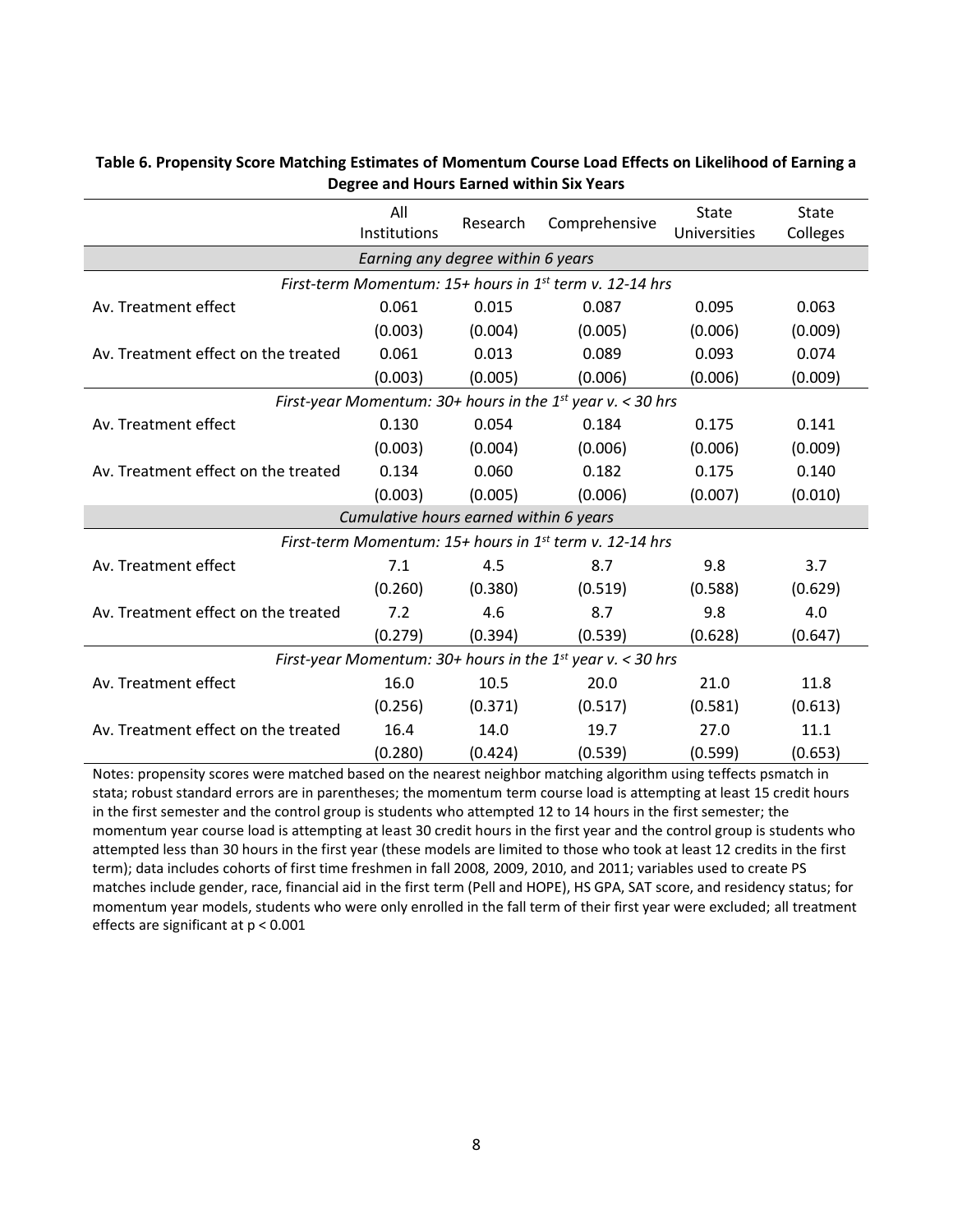**Table 6. Propensity Score Matching Estimates of Momentum Course Load Effects on Likelihood of Earning a Degree and Hours Earned within Six Years**

| | All Institutions | Research | Comprehensive | State Universities | State Colleges |
|---|---|---|---|---|---|
| *Earning any degree within 6 years* | | | | | |
| *First-term Momentum: 15+ hours in 1st term v. 12-14 hrs* | | | | | |
| Av. Treatment effect | 0.061 | 0.015 | 0.087 | 0.095 | 0.063 |
| | (0.003) | (0.004) | (0.005) | (0.006) | (0.009) |
| Av. Treatment effect on the treated | 0.061 | 0.013 | 0.089 | 0.093 | 0.074 |
| | (0.003) | (0.005) | (0.006) | (0.006) | (0.009) |
| *First-year Momentum: 30+ hours in the 1st year v. < 30 hrs* | | | | | |
| Av. Treatment effect | 0.130 | 0.054 | 0.184 | 0.175 | 0.141 |
| | (0.003) | (0.004) | (0.006) | (0.006) | (0.009) |
| Av. Treatment effect on the treated | 0.134 | 0.060 | 0.182 | 0.175 | 0.140 |
| | (0.003) | (0.005) | (0.006) | (0.007) | (0.010) |
| *Cumulative hours earned within 6 years* | | | | | |
| *First-term Momentum: 15+ hours in 1st term v. 12-14 hrs* | | | | | |
| Av. Treatment effect | 7.1 | 4.5 | 8.7 | 9.8 | 3.7 |
| | (0.260) | (0.380) | (0.519) | (0.588) | (0.629) |
| Av. Treatment effect on the treated | 7.2 | 4.6 | 8.7 | 9.8 | 4.0 |
| | (0.279) | (0.394) | (0.539) | (0.628) | (0.647) |
| *First-year Momentum: 30+ hours in the 1st year v. < 30 hrs* | | | | | |
| Av. Treatment effect | 16.0 | 10.5 | 20.0 | 21.0 | 11.8 |
| | (0.256) | (0.371) | (0.517) | (0.581) | (0.613) |
| Av. Treatment effect on the treated | 16.4 | 14.0 | 19.7 | 27.0 | 11.1 |
| | (0.280) | (0.424) | (0.539) | (0.599) | (0.653) |

Notes: propensity scores were matched based on the nearest neighbor matching algorithm using teffects psmatch in stata; robust standard errors are in parentheses; the momentum term course load is attempting at least 15 credit hours in the first semester and the control group is students who attempted 12 to 14 hours in the first semester; the momentum year course load is attempting at least 30 credit hours in the first year and the control group is students who attempted less than 30 hours in the first year (these models are limited to those who took at least 12 credits in the first term); data includes cohorts of first time freshmen in fall 2008, 2009, 2010, and 2011; variables used to create PS matches include gender, race, financial aid in the first term (Pell and HOPE), HS GPA, SAT score, and residency status; for momentum year models, students who were only enrolled in the fall term of their first year were excluded; all treatment effects are significant at $p < 0.001$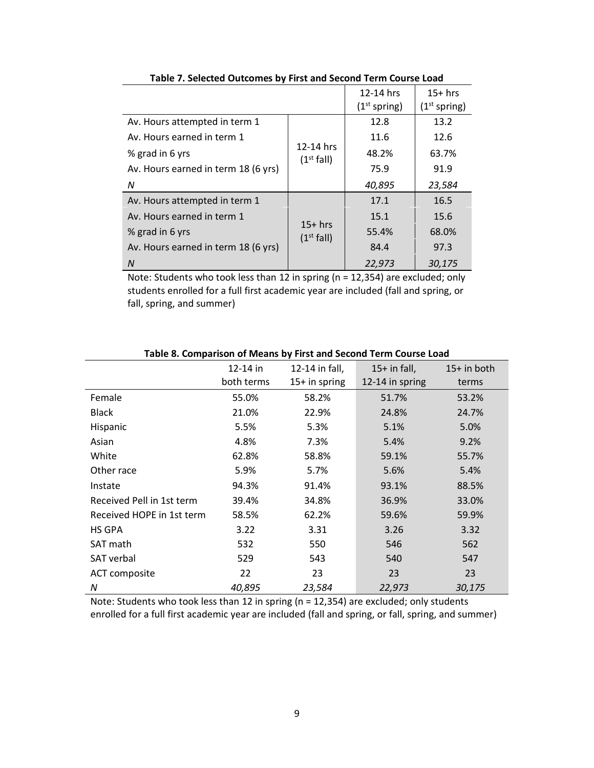**Table 7. Selected Outcomes by First and Second Term Course Load**

| | | 12-14 hrs (1st spring) | 15+ hrs (1st spring) |
|---|---|---|---|
| Av. Hours attempted in term 1 | 12-14 hrs (1st fall) | 12.8 | 13.2 |
| Av. Hours earned in term 1 | | 11.6 | 12.6 |
| % grad in 6 yrs | | 48.2% | 63.7% |
| Av. Hours earned in term 18 (6 yrs) | | 75.9 | 91.9 |
| *N* | | *40,895* | *23,584* |
| Av. Hours attempted in term 1 | 15+ hrs (1st fall) | 17.1 | 16.5 |
| Av. Hours earned in term 1 | | 15.1 | 15.6 |
| % grad in 6 yrs | | 55.4% | 68.0% |
| Av. Hours earned in term 18 (6 yrs) | | 84.4 | 97.3 |
| *N* | | *22,973* | *30,175* |

Note: Students who took less than 12 in spring (n = 12,354) are excluded; only students enrolled for a full first academic year are included (fall and spring, or fall, spring, and summer)

**Table 8. Comparison of Means by First and Second Term Course Load**

| | 12-14 in both terms | 12-14 in fall, 15+ in spring | 15+ in fall, 12-14 in spring | 15+ in both terms |
|---|---|---|---|---|
| Female | 55.0% | 58.2% | 51.7% | 53.2% |
| Black | 21.0% | 22.9% | 24.8% | 24.7% |
| Hispanic | 5.5% | 5.3% | 5.1% | 5.0% |
| Asian | 4.8% | 7.3% | 5.4% | 9.2% |
| White | 62.8% | 58.8% | 59.1% | 55.7% |
| Other race | 5.9% | 5.7% | 5.6% | 5.4% |
| Instate | 94.3% | 91.4% | 93.1% | 88.5% |
| Received Pell in 1st term | 39.4% | 34.8% | 36.9% | 33.0% |
| Received HOPE in 1st term | 58.5% | 62.2% | 59.6% | 59.9% |
| HS GPA | 3.22 | 3.31 | 3.26 | 3.32 |
| SAT math | 532 | 550 | 546 | 562 |
| SAT verbal | 529 | 543 | 540 | 547 |
| ACT composite | 22 | 23 | 23 | 23 |
| *N* | *40,895* | *23,584* | *22,973* | *30,175* |

Note: Students who took less than 12 in spring (n = 12,354) are excluded; only students enrolled for a full first academic year are included (fall and spring, or fall, spring, and summer)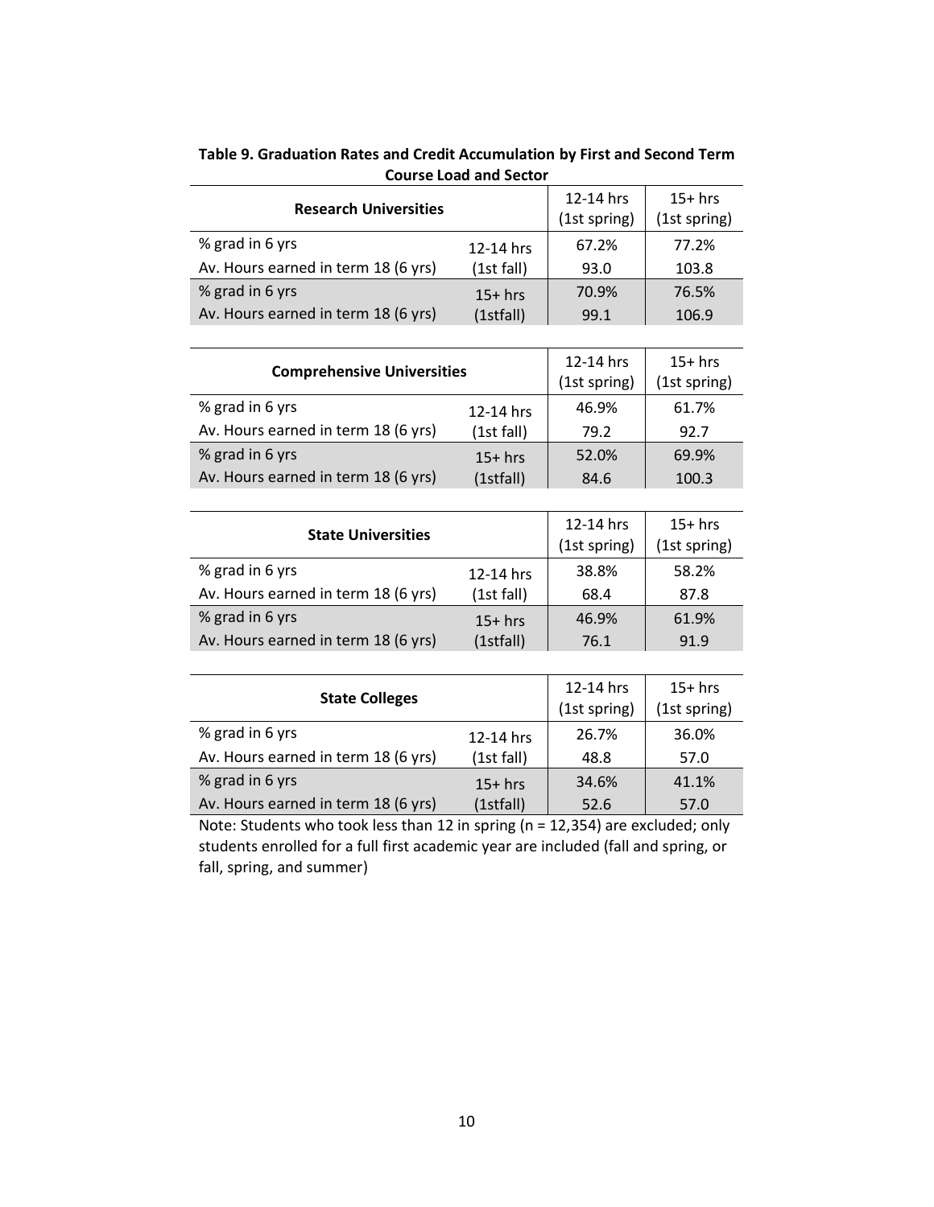**Table 9. Graduation Rates and Credit Accumulation by First and Second Term Course Load and Sector**

| Research Universities | | 12-14 hrs (1st spring) | 15+ hrs (1st spring) |
|---|---|---|---|
| % grad in 6 yrs | 12-14 hrs | 67.2% | 77.2% |
| Av. Hours earned in term 18 (6 yrs) | (1st fall) | 93.0 | 103.8 |
| % grad in 6 yrs | 15+ hrs | 70.9% | 76.5% |
| Av. Hours earned in term 18 (6 yrs) | (1stfall) | 99.1 | 106.9 |

| Comprehensive Universities | | 12-14 hrs (1st spring) | 15+ hrs (1st spring) |
|---|---|---|---|
| % grad in 6 yrs | 12-14 hrs | 46.9% | 61.7% |
| Av. Hours earned in term 18 (6 yrs) | (1st fall) | 79.2 | 92.7 |
| % grad in 6 yrs | 15+ hrs | 52.0% | 69.9% |
| Av. Hours earned in term 18 (6 yrs) | (1stfall) | 84.6 | 100.3 |

| State Universities | | 12-14 hrs (1st spring) | 15+ hrs (1st spring) |
|---|---|---|---|
| % grad in 6 yrs | 12-14 hrs | 38.8% | 58.2% |
| Av. Hours earned in term 18 (6 yrs) | (1st fall) | 68.4 | 87.8 |
| % grad in 6 yrs | 15+ hrs | 46.9% | 61.9% |
| Av. Hours earned in term 18 (6 yrs) | (1stfall) | 76.1 | 91.9 |

| State Colleges | | 12-14 hrs (1st spring) | 15+ hrs (1st spring) |
|---|---|---|---|
| % grad in 6 yrs | 12-14 hrs | 26.7% | 36.0% |
| Av. Hours earned in term 18 (6 yrs) | (1st fall) | 48.8 | 57.0 |
| % grad in 6 yrs | 15+ hrs | 34.6% | 41.1% |
| Av. Hours earned in term 18 (6 yrs) | (1stfall) | 52.6 | 57.0 |

Note: Students who took less than 12 in spring (n = 12,354) are excluded; only students enrolled for a full first academic year are included (fall and spring, or fall, spring, and summer)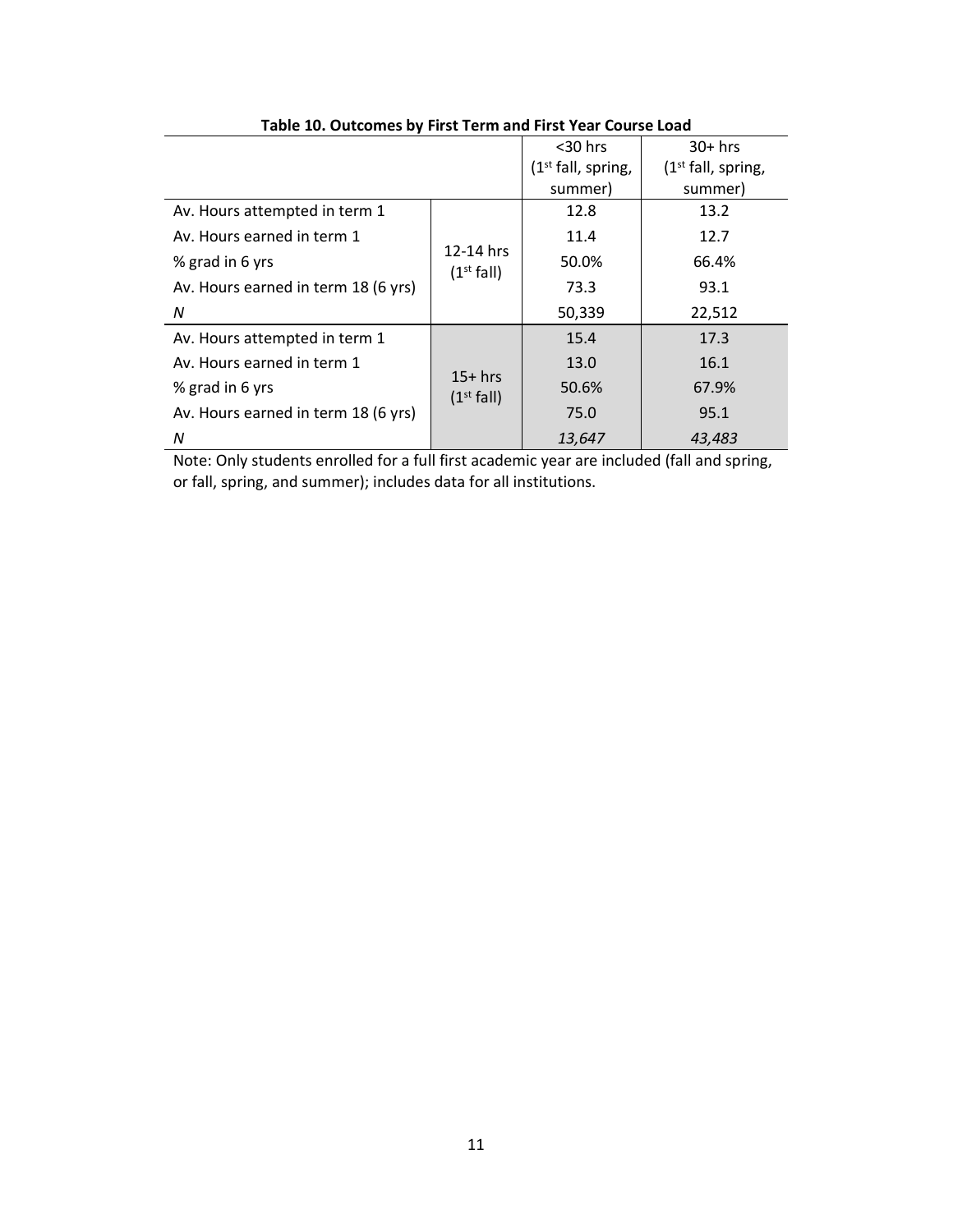**Table 10. Outcomes by First Term and First Year Course Load**

| | | <30 hrs (1st fall, spring, summer) | 30+ hrs (1st fall, spring, summer) |
|---|---|---|---|
| Av. Hours attempted in term 1 | 12-14 hrs (1st fall) | 12.8 | 13.2 |
| Av. Hours earned in term 1 | | 11.4 | 12.7 |
| % grad in 6 yrs | | 50.0% | 66.4% |
| Av. Hours earned in term 18 (6 yrs) | | 73.3 | 93.1 |
| *N* | | 50,339 | 22,512 |
| Av. Hours attempted in term 1 | 15+ hrs (1st fall) | 15.4 | 17.3 |
| Av. Hours earned in term 1 | | 13.0 | 16.1 |
| % grad in 6 yrs | | 50.6% | 67.9% |
| Av. Hours earned in term 18 (6 yrs) | | 75.0 | 95.1 |
| *N* | | *13,647* | *43,483* |

Note: Only students enrolled for a full first academic year are included (fall and spring, or fall, spring, and summer); includes data for all institutions.